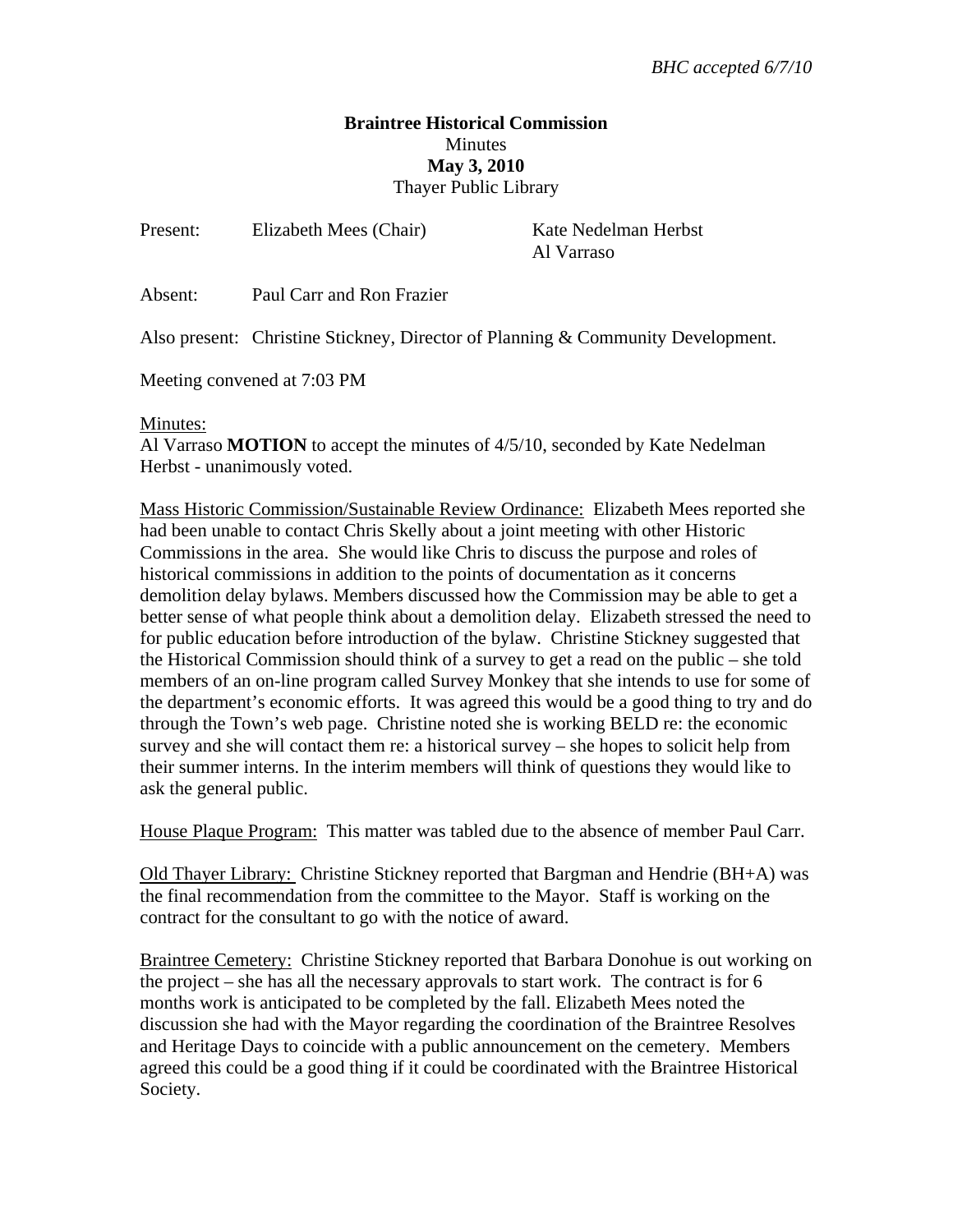*BHC accepted 6/7/10*

**Braintree Historical Commission**
Minutes
**May 3, 2010**
Thayer Public Library

Present: Elizabeth Mees (Chair), Kate Nedelman Herbst, Al Varraso

Absent: Paul Carr and Ron Frazier

Also present: Christine Stickney, Director of Planning & Community Development.

Meeting convened at 7:03 PM

Minutes:
Al Varraso **MOTION** to accept the minutes of 4/5/10, seconded by Kate Nedelman Herbst - unanimously voted.

Mass Historic Commission/Sustainable Review Ordinance: Elizabeth Mees reported she had been unable to contact Chris Skelly about a joint meeting with other Historic Commissions in the area. She would like Chris to discuss the purpose and roles of historical commissions in addition to the points of documentation as it concerns demolition delay bylaws. Members discussed how the Commission may be able to get a better sense of what people think about a demolition delay. Elizabeth stressed the need to for public education before introduction of the bylaw. Christine Stickney suggested that the Historical Commission should think of a survey to get a read on the public – she told members of an on-line program called Survey Monkey that she intends to use for some of the department's economic efforts. It was agreed this would be a good thing to try and do through the Town's web page. Christine noted she is working BELD re: the economic survey and she will contact them re: a historical survey – she hopes to solicit help from their summer interns. In the interim members will think of questions they would like to ask the general public.

House Plaque Program: This matter was tabled due to the absence of member Paul Carr.

Old Thayer Library: Christine Stickney reported that Bargman and Hendrie (BH+A) was the final recommendation from the committee to the Mayor. Staff is working on the contract for the consultant to go with the notice of award.

Braintree Cemetery: Christine Stickney reported that Barbara Donohue is out working on the project – she has all the necessary approvals to start work. The contract is for 6 months work is anticipated to be completed by the fall. Elizabeth Mees noted the discussion she had with the Mayor regarding the coordination of the Braintree Resolves and Heritage Days to coincide with a public announcement on the cemetery. Members agreed this could be a good thing if it could be coordinated with the Braintree Historical Society.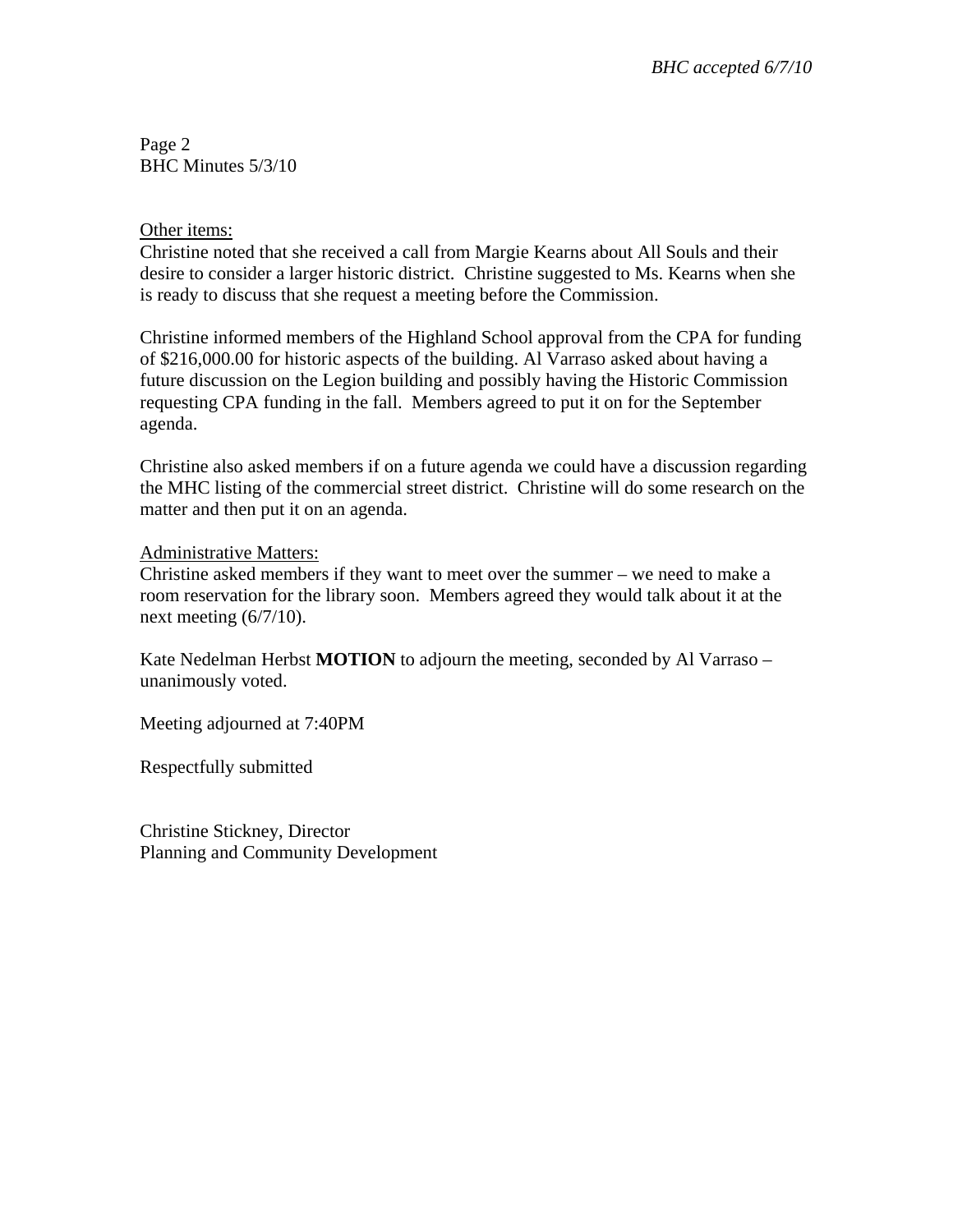Page 2
BHC Minutes 5/3/10

Other items:
Christine noted that she received a call from Margie Kearns about All Souls and their desire to consider a larger historic district. Christine suggested to Ms. Kearns when she is ready to discuss that she request a meeting before the Commission.

Christine informed members of the Highland School approval from the CPA for funding of $216,000.00 for historic aspects of the building. Al Varraso asked about having a future discussion on the Legion building and possibly having the Historic Commission requesting CPA funding in the fall. Members agreed to put it on for the September agenda.

Christine also asked members if on a future agenda we could have a discussion regarding the MHC listing of the commercial street district. Christine will do some research on the matter and then put it on an agenda.

Administrative Matters:
Christine asked members if they want to meet over the summer – we need to make a room reservation for the library soon. Members agreed they would talk about it at the next meeting (6/7/10).

Kate Nedelman Herbst **MOTION** to adjourn the meeting, seconded by Al Varraso – unanimously voted.

Meeting adjourned at 7:40PM

Respectfully submitted

Christine Stickney, Director
Planning and Community Development